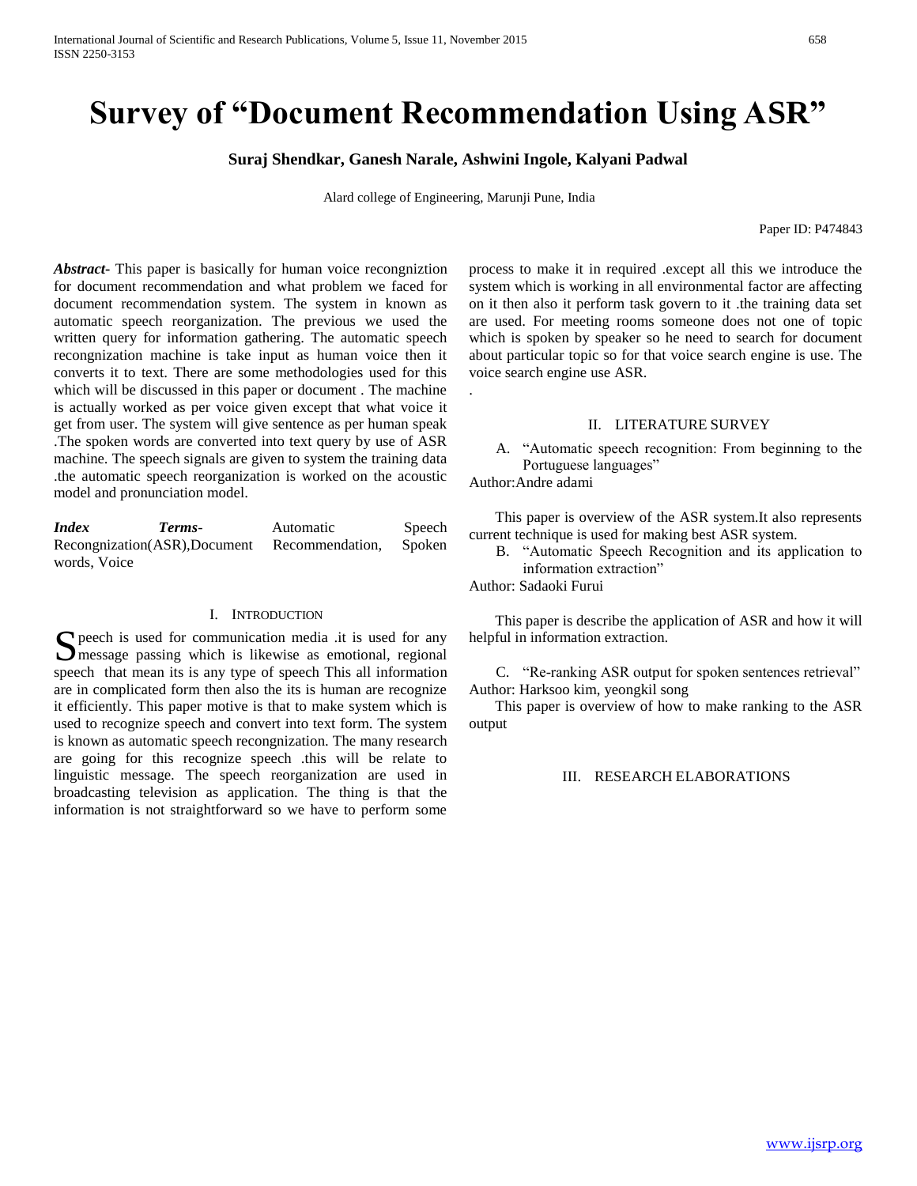# Survey of "Document Recommendation Using ASR"

**Suraj Shendkar, Ganesh Narale, Ashwini Ingole, Kalyani Padwal**

Alard college of Engineering, Marunji Pune, India

Paper ID: P474843

***Abstract***- This paper is basically for human voice recongniztion for document recommendation and what problem we faced for document recommendation system. The system in known as automatic speech reorganization. The previous we used the written query for information gathering. The automatic speech recongnization machine is take input as human voice then it converts it to text. There are some methodologies used for this which will be discussed in this paper or document . The machine is actually worked as per voice given except that what voice it get from user. The system will give sentence as per human speak .The spoken words are converted into text query by use of ASR machine. The speech signals are given to system the training data .the automatic speech reorganization is worked on the acoustic model and pronunciation model.

***Index Terms***- Automatic Speech Recongnization(ASR),Document Recommendation, Spoken words, Voice

## I. Introduction

Speech is used for communication media .it is used for any message passing which is likewise as emotional, regional speech that mean its is any type of speech This all information are in complicated form then also the its is human are recognize it efficiently. This paper motive is that to make system which is used to recognize speech and convert into text form. The system is known as automatic speech recongnization. The many research are going for this recognize speech .this will be relate to linguistic message. The speech reorganization are used in broadcasting television as application. The thing is that the information is not straightforward so we have to perform some process to make it in required .except all this we introduce the system which is working in all environmental factor are affecting on it then also it perform task govern to it .the training data set are used. For meeting rooms someone does not one of topic which is spoken by speaker so he need to search for document about particular topic so for that voice search engine is use. The voice search engine use ASR.

.

## II. Literature Survey

A. "Automatic speech recognition: From beginning to the Portuguese languages"

Author:Andre adami

This paper is overview of the ASR system.It also represents current technique is used for making best ASR system.

B. "Automatic Speech Recognition and its application to information extraction"

Author: Sadaoki Furui

This paper is describe the application of ASR and how it will helpful in information extraction.

C. "Re-ranking ASR output for spoken sentences retrieval"

Author: Harksoo kim, yeongkil song

This paper is overview of how to make ranking to the ASR output

## III. Research Elaborations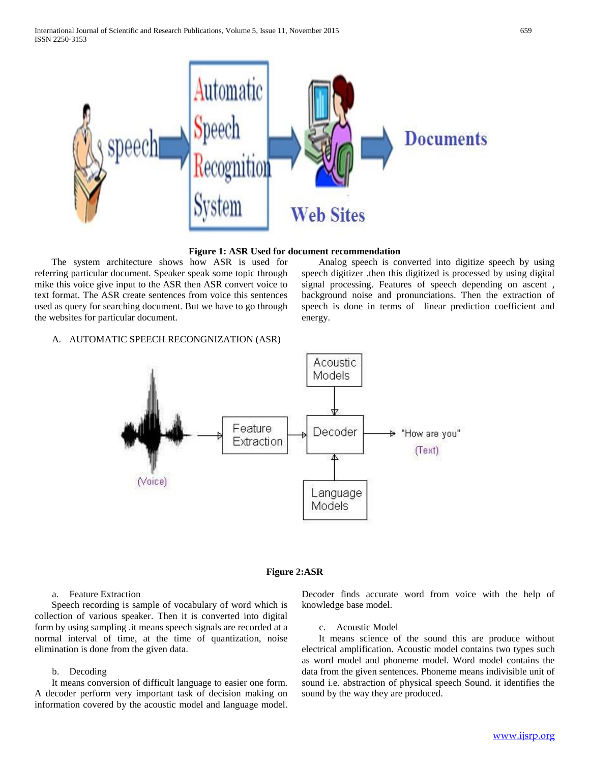**Figure 1: ASR Used for document recommendation**

The system architecture shows how ASR is used for referring particular document. Speaker speak some topic through mike this voice give input to the ASR then ASR convert voice to text format. The ASR create sentences from voice this sentences used as query for searching document. But we have to go through the websites for particular document.

Analog speech is converted into digitize speech by using speech digitizer .then this digitized is processed by using digital signal processing. Features of speech depending on ascent , background noise and pronunciations. Then the extraction of speech is done in terms of linear prediction coefficient and energy.

A. AUTOMATIC SPEECH RECONGNIZATION (ASR)

**Figure 2:ASR**

a. Feature Extraction

Speech recording is sample of vocabulary of word which is collection of various speaker. Then it is converted into digital form by using sampling .it means speech signals are recorded at a normal interval of time, at the time of quantization, noise elimination is done from the given data.

b. Decoding

It means conversion of difficult language to easier one form. A decoder perform very important task of decision making on information covered by the acoustic model and language model. Decoder finds accurate word from voice with the help of knowledge base model.

c. Acoustic Model

It means science of the sound this are produce without electrical amplification. Acoustic model contains two types such as word model and phoneme model. Word model contains the data from the given sentences. Phoneme means indivisible unit of sound i.e. abstraction of physical speech Sound. it identifies the sound by the way they are produced.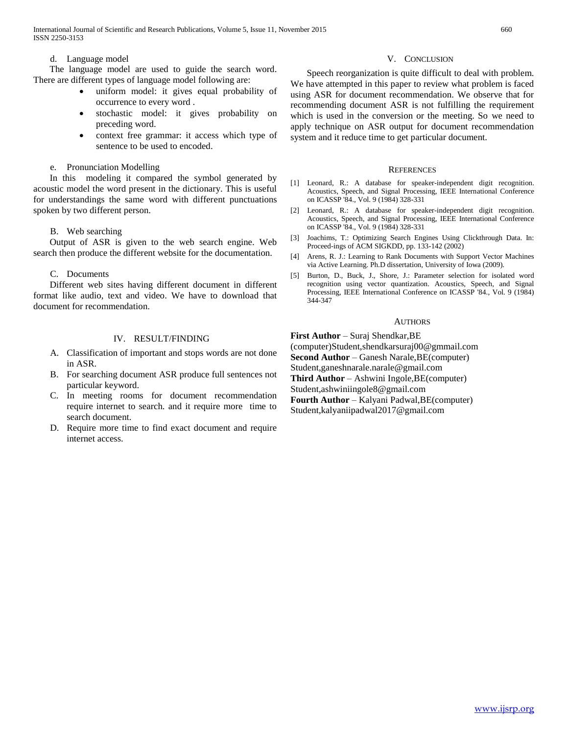d. Language model

The language model are used to guide the search word. There are different types of language model following are:

- uniform model: it gives equal probability of occurrence to every word .
- stochastic model: it gives probability on preceding word.
- context free grammar: it access which type of sentence to be used to encoded.

e. Pronunciation Modelling

In this modeling it compared the symbol generated by acoustic model the word present in the dictionary. This is useful for understandings the same word with different punctuations spoken by two different person.

### B. Web searching

Output of ASR is given to the web search engine. Web search then produce the different website for the documentation.

### C. Documents

Different web sites having different document in different format like audio, text and video. We have to download that document for recommendation.

## IV. RESULT/FINDING

A. Classification of important and stops words are not done in ASR.

B. For searching document ASR produce full sentences not particular keyword.

C. In meeting rooms for document recommendation require internet to search. and it require more time to search document.

D. Require more time to find exact document and require internet access.

## V. CONCLUSION

Speech reorganization is quite difficult to deal with problem. We have attempted in this paper to review what problem is faced using ASR for document recommendation. We observe that for recommending document ASR is not fulfilling the requirement which is used in the conversion or the meeting. So we need to apply technique on ASR output for document recommendation system and it reduce time to get particular document.

## REFERENCES

[1] Leonard, R.: A database for speaker-independent digit recognition. Acoustics, Speech, and Signal Processing, IEEE International Conference on ICASSP '84., Vol. 9 (1984) 328-331

[2] Leonard, R.: A database for speaker-independent digit recognition. Acoustics, Speech, and Signal Processing, IEEE International Conference on ICASSP '84., Vol. 9 (1984) 328-331

[3] Joachims, T.: Optimizing Search Engines Using Clickthrough Data. In: Proceed-ings of ACM SIGKDD, pp. 133-142 (2002)

[4] Arens, R. J.: Learning to Rank Documents with Support Vector Machines via Active Learning. Ph.D dissertation, University of Iowa (2009).

[5] Burton, D., Buck, J., Shore, J.: Parameter selection for isolated word recognition using vector quantization. Acoustics, Speech, and Signal Processing, IEEE International Conference on ICASSP '84., Vol. 9 (1984) 344-347

## AUTHORS

**First Author** – Suraj Shendkar,BE (computer)Student,shendkarsuraj00@gmmail.com

**Second Author** – Ganesh Narale,BE(computer) Student,ganeshnarale.narale@gmail.com

**Third Author** – Ashwini Ingole,BE(computer) Student,ashwiniingole8@gmail.com

**Fourth Author** – Kalyani Padwal,BE(computer) Student,kalyaniipadwal2017@gmail.com